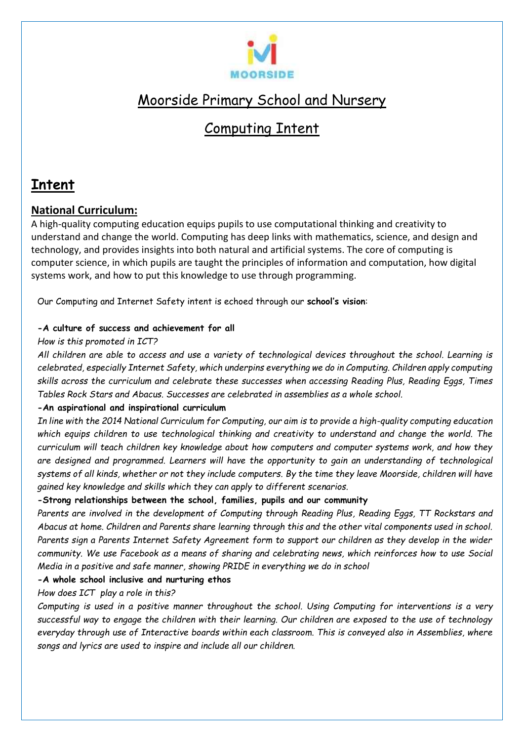MOORSIDE

# Moorside Primary School and Nursery

# Computing Intent

## Intent

### National Curriculum:

A high-quality computing education equips pupils to use computational thinking and creativity to understand and change the world. Computing has deep links with mathematics, science, and design and technology, and provides insights into both natural and artificial systems. The core of computing is computer science, in which pupils are taught the principles of information and computation, how digital systems work, and how to put this knowledge to use through programming.

Our Computing and Internet Safety intent is echoed through our **school's vision**:

**-A culture of success and achievement for all**

*How is this promoted in ICT?*

*All children are able to access and use a variety of technological devices throughout the school. Learning is celebrated, especially Internet Safety, which underpins everything we do in Computing. Children apply computing skills across the curriculum and celebrate these successes when accessing Reading Plus, Reading Eggs, Times Tables Rock Stars and Abacus. Successes are celebrated in assemblies as a whole school.*

**-An aspirational and inspirational curriculum**

*In line with the 2014 National Curriculum for Computing, our aim is to provide a high-quality computing education which equips children to use technological thinking and creativity to understand and change the world. The curriculum will teach children key knowledge about how computers and computer systems work, and how they are designed and programmed. Learners will have the opportunity to gain an understanding of technological systems of all kinds, whether or not they include computers. By the time they leave Moorside, children will have gained key knowledge and skills which they can apply to different scenarios.*

**-Strong relationships between the school, families, pupils and our community**

*Parents are involved in the development of Computing through Reading Plus, Reading Eggs, TT Rockstars and Abacus at home. Children and Parents share learning through this and the other vital components used in school. Parents sign a Parents Internet Safety Agreement form to support our children as they develop in the wider community. We use Facebook as a means of sharing and celebrating news, which reinforces how to use Social Media in a positive and safe manner, showing PRIDE in everything we do in school*

**-A whole school inclusive and nurturing ethos**

*How does ICT play a role in this?*

*Computing is used in a positive manner throughout the school. Using Computing for interventions is a very successful way to engage the children with their learning. Our children are exposed to the use of technology everyday through use of Interactive boards within each classroom. This is conveyed also in Assemblies, where songs and lyrics are used to inspire and include all our children.*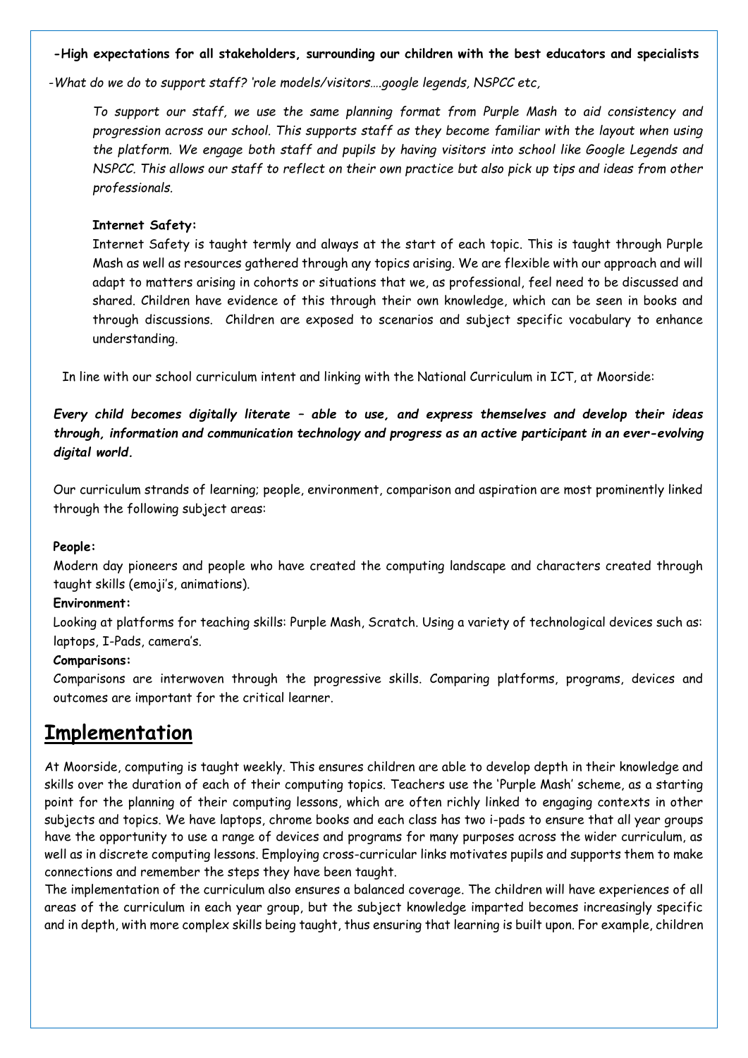**-High expectations for all stakeholders, surrounding our children with the best educators and specialists**

*-What do we do to support staff? 'role models/visitors….google legends, NSPCC etc,*

*To support our staff, we use the same planning format from Purple Mash to aid consistency and progression across our school. This supports staff as they become familiar with the layout when using the platform. We engage both staff and pupils by having visitors into school like Google Legends and NSPCC. This allows our staff to reflect on their own practice but also pick up tips and ideas from other professionals.*

**Internet Safety:**

Internet Safety is taught termly and always at the start of each topic. This is taught through Purple Mash as well as resources gathered through any topics arising. We are flexible with our approach and will adapt to matters arising in cohorts or situations that we, as professional, feel need to be discussed and shared. Children have evidence of this through their own knowledge, which can be seen in books and through discussions. Children are exposed to scenarios and subject specific vocabulary to enhance understanding.

In line with our school curriculum intent and linking with the National Curriculum in ICT, at Moorside:

***Every child becomes digitally literate – able to use, and express themselves and develop their ideas through, information and communication technology and progress as an active participant in an ever-evolving digital world.***

Our curriculum strands of learning; people, environment, comparison and aspiration are most prominently linked through the following subject areas:

**People:**

Modern day pioneers and people who have created the computing landscape and characters created through taught skills (emoji's, animations).

**Environment:**

Looking at platforms for teaching skills: Purple Mash, Scratch. Using a variety of technological devices such as: laptops, I-Pads, camera's.

**Comparisons:**

Comparisons are interwoven through the progressive skills. Comparing platforms, programs, devices and outcomes are important for the critical learner.

## Implementation

At Moorside, computing is taught weekly. This ensures children are able to develop depth in their knowledge and skills over the duration of each of their computing topics. Teachers use the 'Purple Mash' scheme, as a starting point for the planning of their computing lessons, which are often richly linked to engaging contexts in other subjects and topics. We have laptops, chrome books and each class has two i-pads to ensure that all year groups have the opportunity to use a range of devices and programs for many purposes across the wider curriculum, as well as in discrete computing lessons. Employing cross-curricular links motivates pupils and supports them to make connections and remember the steps they have been taught.

The implementation of the curriculum also ensures a balanced coverage. The children will have experiences of all areas of the curriculum in each year group, but the subject knowledge imparted becomes increasingly specific and in depth, with more complex skills being taught, thus ensuring that learning is built upon. For example, children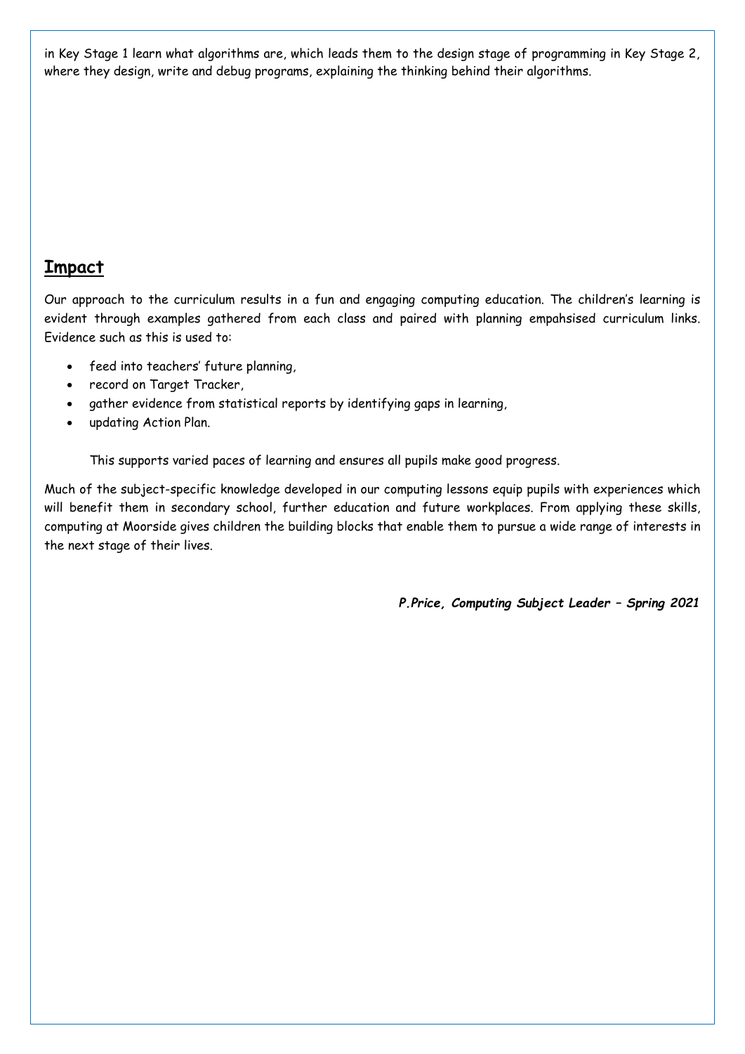in Key Stage 1 learn what algorithms are, which leads them to the design stage of programming in Key Stage 2, where they design, write and debug programs, explaining the thinking behind their algorithms.

## **Impact**

Our approach to the curriculum results in a fun and engaging computing education. The children's learning is evident through examples gathered from each class and paired with planning empahsised curriculum links. Evidence such as this is used to:

- feed into teachers' future planning,
- record on Target Tracker,
- gather evidence from statistical reports by identifying gaps in learning,
- updating Action Plan.

This supports varied paces of learning and ensures all pupils make good progress.

Much of the subject-specific knowledge developed in our computing lessons equip pupils with experiences which will benefit them in secondary school, further education and future workplaces. From applying these skills, computing at Moorside gives children the building blocks that enable them to pursue a wide range of interests in the next stage of their lives.

***P.Price, Computing Subject Leader – Spring 2021***